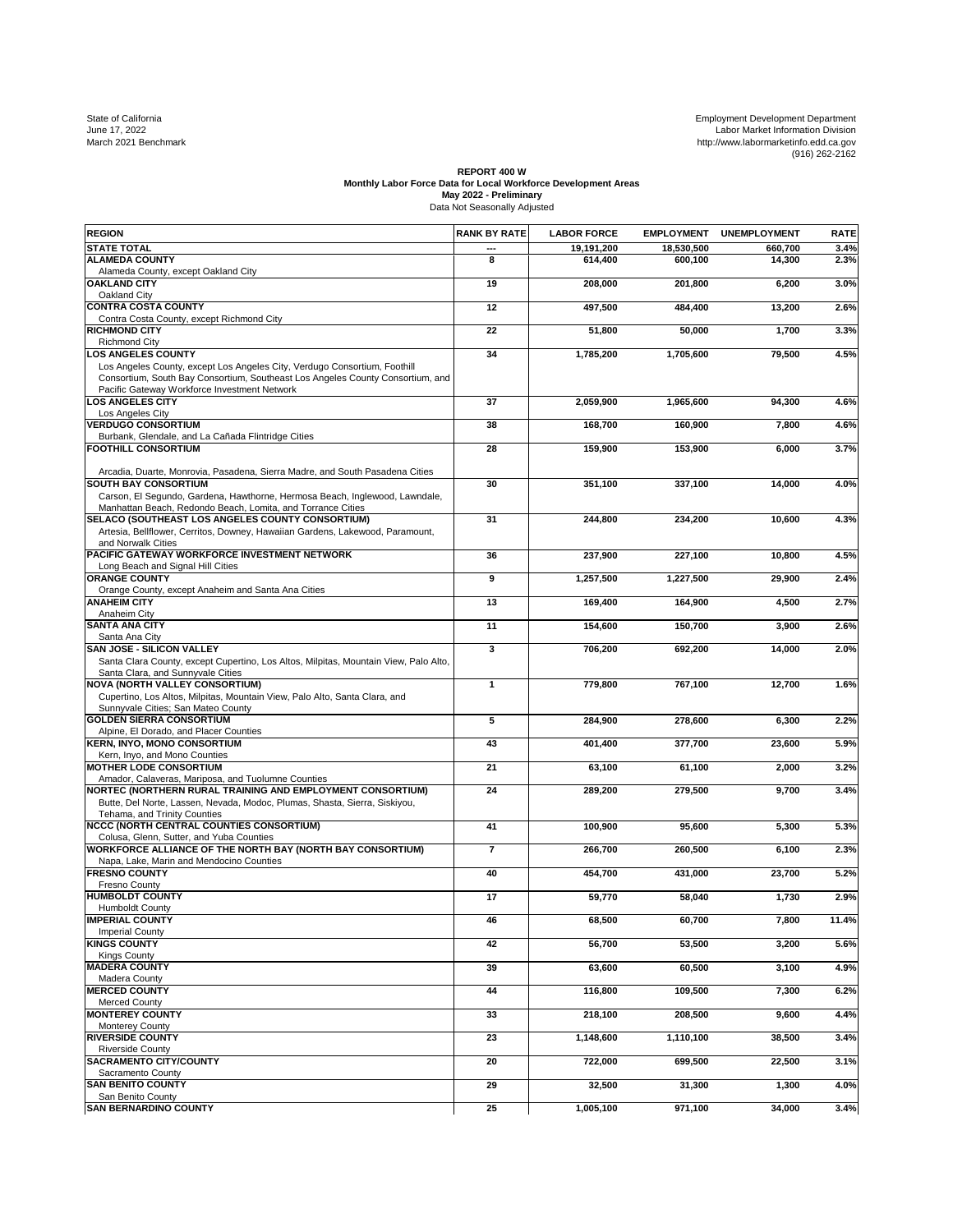State of California
June 17, 2022
March 2021 Benchmark

Employment Development Department
Labor Market Information Division
http://www.labormarketinfo.edd.ca.gov
(916) 262-2162

**REPORT 400 W**
**Monthly Labor Force Data for Local Workforce Development Areas**
**May 2022 - Preliminary**
Data Not Seasonally Adjusted

| REGION | RANK BY RATE | LABOR FORCE | EMPLOYMENT | UNEMPLOYMENT | RATE |
|---|---|---|---|---|---|
| **STATE TOTAL** | --- | 19,191,200 | 18,530,500 | 660,700 | 3.4% |
| **ALAMEDA COUNTY**<br>Alameda County, except Oakland City | 8 | 614,400 | 600,100 | 14,300 | 2.3% |
| **OAKLAND CITY**<br>Oakland City | 19 | 208,000 | 201,800 | 6,200 | 3.0% |
| **CONTRA COSTA COUNTY**<br>Contra Costa County, except Richmond City | 12 | 497,500 | 484,400 | 13,200 | 2.6% |
| **RICHMOND CITY**<br>Richmond City | 22 | 51,800 | 50,000 | 1,700 | 3.3% |
| **LOS ANGELES COUNTY**<br>Los Angeles County, except Los Angeles City, Verdugo Consortium, Foothill Consortium, South Bay Consortium, Southeast Los Angeles County Consortium, and Pacific Gateway Workforce Investment Network | 34 | 1,785,200 | 1,705,600 | 79,500 | 4.5% |
| **LOS ANGELES CITY**<br>Los Angeles City | 37 | 2,059,900 | 1,965,600 | 94,300 | 4.6% |
| **VERDUGO CONSORTIUM**<br>Burbank, Glendale, and La Cañada Flintridge Cities | 38 | 168,700 | 160,900 | 7,800 | 4.6% |
| **FOOTHILL CONSORTIUM**<br>Arcadia, Duarte, Monrovia, Pasadena, Sierra Madre, and South Pasadena Cities | 28 | 159,900 | 153,900 | 6,000 | 3.7% |
| **SOUTH BAY CONSORTIUM**<br>Carson, El Segundo, Gardena, Hawthorne, Hermosa Beach, Inglewood, Lawndale, Manhattan Beach, Redondo Beach, Lomita, and Torrance Cities | 30 | 351,100 | 337,100 | 14,000 | 4.0% |
| **SELACO (SOUTHEAST LOS ANGELES COUNTY CONSORTIUM)**<br>Artesia, Bellflower, Cerritos, Downey, Hawaiian Gardens, Lakewood, Paramount, and Norwalk Cities | 31 | 244,800 | 234,200 | 10,600 | 4.3% |
| **PACIFIC GATEWAY WORKFORCE INVESTMENT NETWORK**<br>Long Beach and Signal Hill Cities | 36 | 237,900 | 227,100 | 10,800 | 4.5% |
| **ORANGE COUNTY**<br>Orange County, except Anaheim and Santa Ana Cities | 9 | 1,257,500 | 1,227,500 | 29,900 | 2.4% |
| **ANAHEIM CITY**<br>Anaheim City | 13 | 169,400 | 164,900 | 4,500 | 2.7% |
| **SANTA ANA CITY**<br>Santa Ana City | 11 | 154,600 | 150,700 | 3,900 | 2.6% |
| **SAN JOSE - SILICON VALLEY**<br>Santa Clara County, except Cupertino, Los Altos, Milpitas, Mountain View, Palo Alto, Santa Clara, and Sunnyvale Cities | 3 | 706,200 | 692,200 | 14,000 | 2.0% |
| **NOVA (NORTH VALLEY CONSORTIUM)**<br>Cupertino, Los Altos, Milpitas, Mountain View, Palo Alto, Santa Clara, and Sunnyvale Cities; San Mateo County | 1 | 779,800 | 767,100 | 12,700 | 1.6% |
| **GOLDEN SIERRA CONSORTIUM**<br>Alpine, El Dorado, and Placer Counties | 5 | 284,900 | 278,600 | 6,300 | 2.2% |
| **KERN, INYO, MONO CONSORTIUM**<br>Kern, Inyo, and Mono Counties | 43 | 401,400 | 377,700 | 23,600 | 5.9% |
| **MOTHER LODE CONSORTIUM**<br>Amador, Calaveras, Mariposa, and Tuolumne Counties | 21 | 63,100 | 61,100 | 2,000 | 3.2% |
| **NORTEC (NORTHERN RURAL TRAINING AND EMPLOYMENT CONSORTIUM)**<br>Butte, Del Norte, Lassen, Nevada, Modoc, Plumas, Shasta, Sierra, Siskiyou, Tehama, and Trinity Counties | 24 | 289,200 | 279,500 | 9,700 | 3.4% |
| **NCCC (NORTH CENTRAL COUNTIES CONSORTIUM)**<br>Colusa, Glenn, Sutter, and Yuba Counties | 41 | 100,900 | 95,600 | 5,300 | 5.3% |
| **WORKFORCE ALLIANCE OF THE NORTH BAY (NORTH BAY CONSORTIUM)**<br>Napa, Lake, Marin and Mendocino Counties | 7 | 266,700 | 260,500 | 6,100 | 2.3% |
| **FRESNO COUNTY**<br>Fresno County | 40 | 454,700 | 431,000 | 23,700 | 5.2% |
| **HUMBOLDT COUNTY**<br>Humboldt County | 17 | 59,770 | 58,040 | 1,730 | 2.9% |
| **IMPERIAL COUNTY**<br>Imperial County | 46 | 68,500 | 60,700 | 7,800 | 11.4% |
| **KINGS COUNTY**<br>Kings County | 42 | 56,700 | 53,500 | 3,200 | 5.6% |
| **MADERA COUNTY**<br>Madera County | 39 | 63,600 | 60,500 | 3,100 | 4.9% |
| **MERCED COUNTY**<br>Merced County | 44 | 116,800 | 109,500 | 7,300 | 6.2% |
| **MONTEREY COUNTY**<br>Monterey County | 33 | 218,100 | 208,500 | 9,600 | 4.4% |
| **RIVERSIDE COUNTY**<br>Riverside County | 23 | 1,148,600 | 1,110,100 | 38,500 | 3.4% |
| **SACRAMENTO CITY/COUNTY**<br>Sacramento County | 20 | 722,000 | 699,500 | 22,500 | 3.1% |
| **SAN BENITO COUNTY**<br>San Benito County | 29 | 32,500 | 31,300 | 1,300 | 4.0% |
| **SAN BERNARDINO COUNTY** | 25 | 1,005,100 | 971,100 | 34,000 | 3.4% |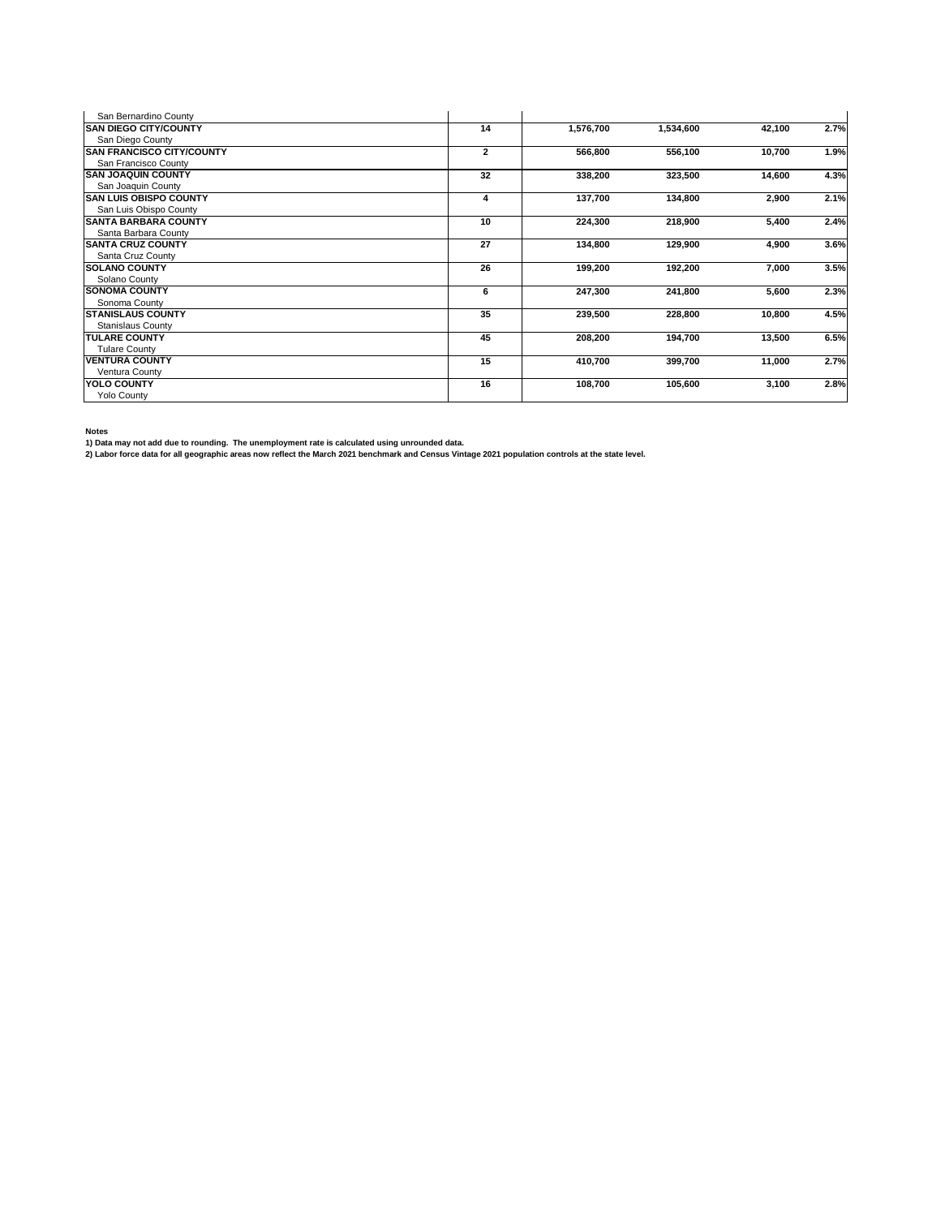| | | | | | |
|---|---|---|---|---|---|
| San Bernardino County | | | | | |
| **SAN DIEGO CITY/COUNTY** | **14** | **1,576,700** | **1,534,600** | **42,100** | **2.7%** |
| San Diego County | | | | | |
| **SAN FRANCISCO CITY/COUNTY** | **2** | **566,800** | **556,100** | **10,700** | **1.9%** |
| San Francisco County | | | | | |
| **SAN JOAQUIN COUNTY** | **32** | **338,200** | **323,500** | **14,600** | **4.3%** |
| San Joaquin County | | | | | |
| **SAN LUIS OBISPO COUNTY** | **4** | **137,700** | **134,800** | **2,900** | **2.1%** |
| San Luis Obispo County | | | | | |
| **SANTA BARBARA COUNTY** | **10** | **224,300** | **218,900** | **5,400** | **2.4%** |
| Santa Barbara County | | | | | |
| **SANTA CRUZ COUNTY** | **27** | **134,800** | **129,900** | **4,900** | **3.6%** |
| Santa Cruz County | | | | | |
| **SOLANO COUNTY** | **26** | **199,200** | **192,200** | **7,000** | **3.5%** |
| Solano County | | | | | |
| **SONOMA COUNTY** | **6** | **247,300** | **241,800** | **5,600** | **2.3%** |
| Sonoma County | | | | | |
| **STANISLAUS COUNTY** | **35** | **239,500** | **228,800** | **10,800** | **4.5%** |
| Stanislaus County | | | | | |
| **TULARE COUNTY** | **45** | **208,200** | **194,700** | **13,500** | **6.5%** |
| Tulare County | | | | | |
| **VENTURA COUNTY** | **15** | **410,700** | **399,700** | **11,000** | **2.7%** |
| Ventura County | | | | | |
| **YOLO COUNTY** | **16** | **108,700** | **105,600** | **3,100** | **2.8%** |
| Yolo County | | | | | |

**Notes**

**1) Data may not add due to rounding. The unemployment rate is calculated using unrounded data.**

**2) Labor force data for all geographic areas now reflect the March 2021 benchmark and Census Vintage 2021 population controls at the state level.**